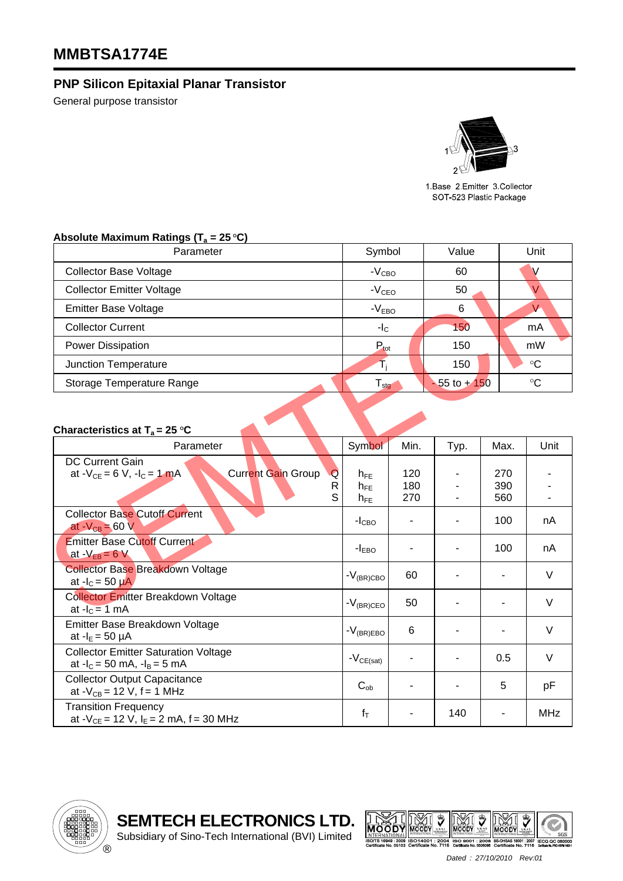# MMBTSA1774E

## PNP Silicon Epitaxial Planar Transistor

General purpose transistor

1.Base 2.Emitter 3.Collector
SOT-523 Plastic Package

### Absolute Maximum Ratings ($T_a$ = 25 °C)

| Parameter | Symbol | Value | Unit |
|---|---|---|---|
| Collector Base Voltage | $-V_{CBO}$ | 60 | V |
| Collector Emitter Voltage | $-V_{CEO}$ | 50 | V |
| Emitter Base Voltage | $-V_{EBO}$ | 6 | V |
| Collector Current | $-I_C$ | 150 | mA |
| Power Dissipation | $P_{tot}$ | 150 | mW |
| Junction Temperature | $T_j$ | 150 | °C |
| Storage Temperature Range | $T_{stg}$ | - 55 to + 150 | °C |

### Characteristics at $T_a$ = 25 °C

| Parameter | Symbol | Min. | Typ. | Max. | Unit |
|---|---|---|---|---|---|
| DC Current Gain at $-V_{CE}$ = 6 V, $-I_C$ = 1 mA, Current Gain Group Q | $h_{FE}$ | 120 | - | 270 | - |
| R | $h_{FE}$ | 180 | - | 390 | - |
| S | $h_{FE}$ | 270 | - | 560 | - |
| Collector Base Cutoff Current at $-V_{CB}$ = 60 V | $-I_{CBO}$ | - | - | 100 | nA |
| Emitter Base Cutoff Current at $-V_{EB}$ = 6 V | $-I_{EBO}$ | - | - | 100 | nA |
| Collector Base Breakdown Voltage at $-I_C$ = 50 µA | $-V_{(BR)CBO}$ | 60 | - | - | V |
| Collector Emitter Breakdown Voltage at $-I_C$ = 1 mA | $-V_{(BR)CEO}$ | 50 | - | - | V |
| Emitter Base Breakdown Voltage at $-I_E$ = 50 µA | $-V_{(BR)EBO}$ | 6 | - | - | V |
| Collector Emitter Saturation Voltage at $-I_C$ = 50 mA, $-I_B$ = 5 mA | $-V_{CE(sat)}$ | - | - | 0.5 | V |
| Collector Output Capacitance at $-V_{CB}$ = 12 V, f = 1 MHz | $C_{ob}$ | - | - | 5 | pF |
| Transition Frequency at $-V_{CE}$ = 12 V, $I_E$ = 2 mA, f = 30 MHz | $f_T$ | - | 140 | - | MHz |

**SEMTECH ELECTRONICS LTD.**
Subsidiary of Sino-Tech International (BVI) Limited

Dated : 27/10/2010 Rev:01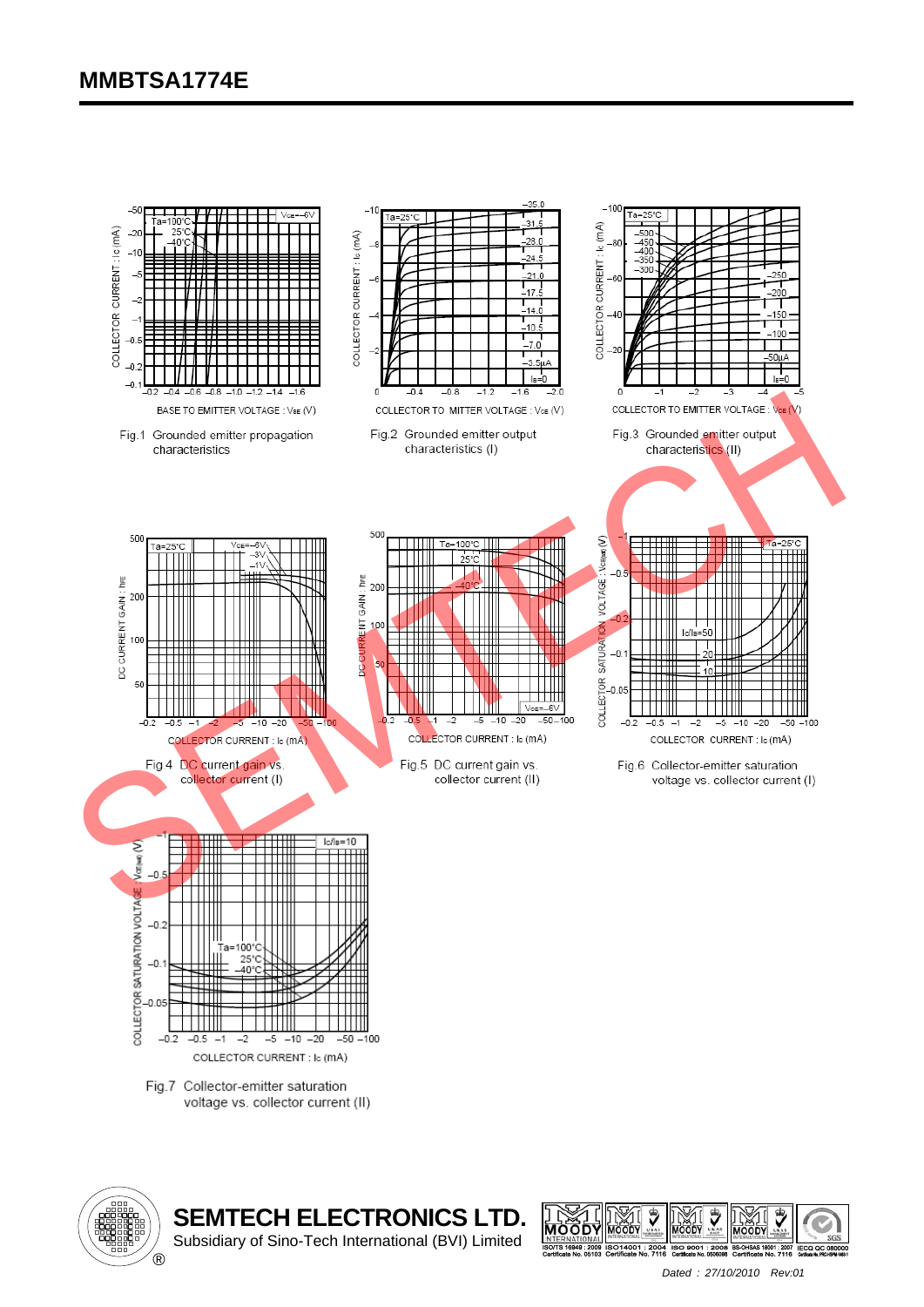# MMBTSA1774E

Ta=100°C
25°C
−40°C
VCE=−6V
−50
−20
−10
−5
−2
−1
−0.5
−0.2
−0.1
−0.2 −0.4 −0.6 −0.8 −1.0 −1.2 −1.4 −1.6
COLLECTOR CURRENT : Ic (mA)
BASE TO EMITTER VOLTAGE : VBE (V)

Fig.1 Grounded emitter propagation characteristics

Ta=25°C
−35.0
−31.5
−28.0
−24.5
−21.0
−17.5
−14.0
−10.5
−7.0
−3.5µA
IB=0
−10
−8
−6
−4
−2
0
−0.4 −0.8 −1.2 −1.6 −2.0
COLLECTOR CURRENT : Ic (mA)
COLLECTOR TO MITTER VOLTAGE : VCE (V)

Fig.2 Grounded emitter output characteristics (I)

Ta=25°C
−500
−450
−400
−350
−300
−250
−200
−150
−100
−50µA
IB=0
−100
−80
−60
−40
−20
0
−1 −2 −3 −4 −5
COLLECTOR CURRENT : Ic (mA)
COLLECTOR TO EMITTER VOLTAGE : VCE (V)

Fig.3 Grounded emitter output characteristics (II)

Ta=25°C
VCE=−6V
−3V
−1V
500
200
100
50
−0.2 −0.5 −1 −2 −5 −10 −20 −50 −100
DC CURRENT GAIN : hFE
COLLECTOR CURRENT : Ic (mA)

Fig.4 DC current gain vs. collector current (I)

Ta=100°C
25°C
−40°C
VCE=−6V
500
200
100
50
−0.2 −0.5 −1 −2 −5 −10 −20 −50 −100
DC CURRENT GAIN : hFE
COLLECTOR CURRENT : Ic (mA)

Fig.5 DC current gain vs. collector current (II)

Ta=25°C
Ic/Ib=50
20
10
−1
−0.5
−0.2
−0.1
−0.05
−0.2 −0.5 −1 −2 −5 −10 −20 −50 −100
COLLECTOR SATURATION VOLTAGE : VCE(sat) (V)
COLLECTOR CURRENT : Ic (mA)

Fig.6 Collector-emitter saturation voltage vs. collector current (I)

Ic/Ib=10
Ta=100°C
25°C
−40°C
−1
−0.5
−0.2
−0.1
−0.05
−0.2 −0.5 −1 −2 −5 −10 −20 −50 −100
COLLECTOR SATURATION VOLTAGE : VCE(sat) (V)
COLLECTOR CURRENT : Ic (mA)

Fig.7 Collector-emitter saturation voltage vs. collector current (II)

**SEMTECH ELECTRONICS LTD.**
Subsidiary of Sino-Tech International (BVI) Limited

ISO/TS 16949 : 2009 Certificate No. 05103 | ISO14001 : 2004 Certificate No. 7116 | ISO 9001 : 2008 Certificate No. 0506098 | BS-OHSAS 18001 : 2007 Certificate No. 7116 | IECQ QC 080000

*Dated : 27/10/2010 Rev:01*